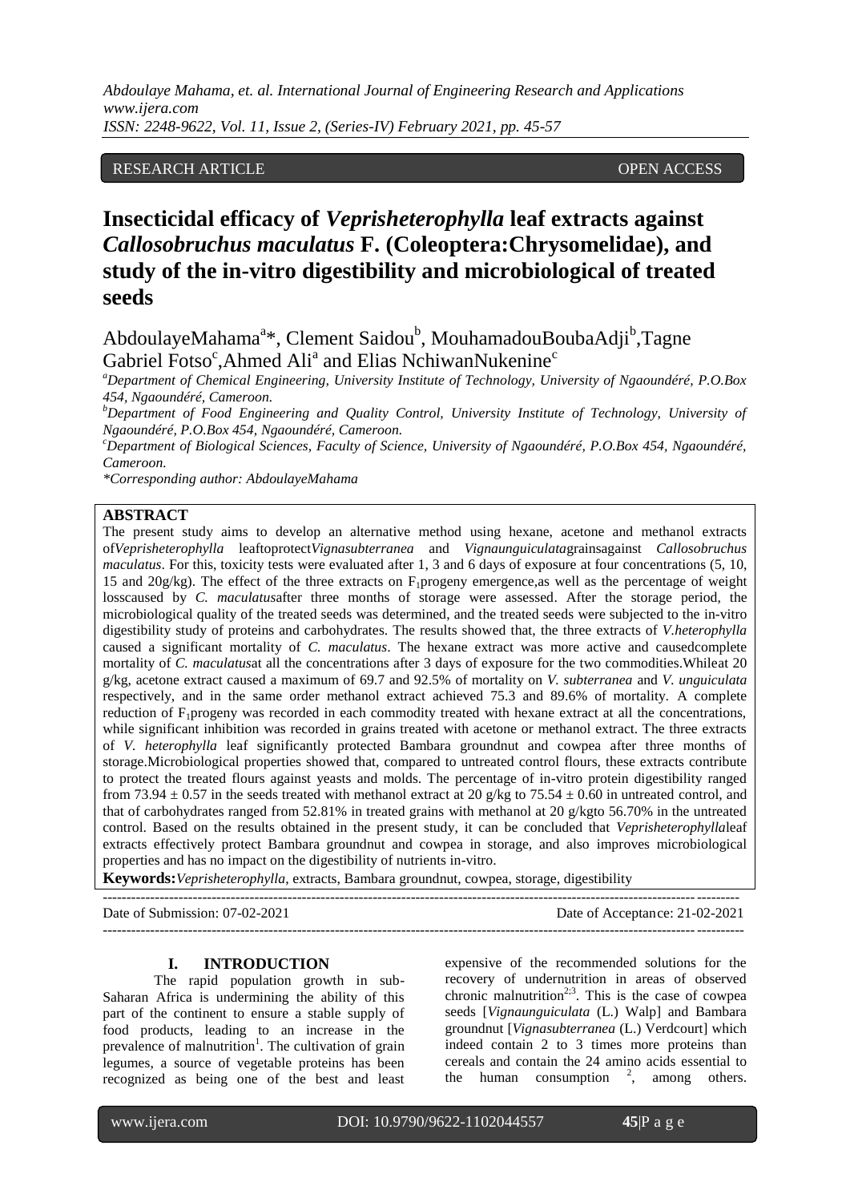RESEARCH ARTICLE OPEN ACCESS

# Insecticidal efficacy of *Veprisheterophylla* leaf extracts against *Callosobruchus maculatus* F. (Coleoptera:Chrysomelidae), and study of the in-vitro digestibility and microbiological of treated seeds

AbdoulayeMahama[a]*, Clement Saidou[b], MouhamadouBoubaAdji[b],Tagne Gabriel Fotso[c],Ahmed Ali[a] and Elias NchiwanNukenine[c]

[a]Department of Chemical Engineering, University Institute of Technology, University of Ngaoundéré, P.O.Box 454, Ngaoundéré, Cameroon.

[b]Department of Food Engineering and Quality Control, University Institute of Technology, University of Ngaoundéré, P.O.Box 454, Ngaoundéré, Cameroon.

[c]Department of Biological Sciences, Faculty of Science, University of Ngaoundéré, P.O.Box 454, Ngaoundéré, Cameroon.

*Corresponding author: AbdoulayeMahama

## ABSTRACT

The present study aims to develop an alternative method using hexane, acetone and methanol extracts of*Veprisheterophylla* leaftoprotect*Vignasubterranea* and *Vignaunguiculata*grainsagainst *Callosobruchus maculatus*. For this, toxicity tests were evaluated after 1, 3 and 6 days of exposure at four concentrations (5, 10, 15 and 20g/kg). The effect of the three extracts on $F_1$progeny emergence,as well as the percentage of weight losscaused by *C. maculatus*after three months of storage were assessed. After the storage period, the microbiological quality of the treated seeds was determined, and the treated seeds were subjected to the in-vitro digestibility study of proteins and carbohydrates. The results showed that, the three extracts of *V.heterophylla* caused a significant mortality of *C. maculatus*. The hexane extract was more active and causedcomplete mortality of *C. maculatus*at all the concentrations after 3 days of exposure for the two commodities.Whileat 20 g/kg, acetone extract caused a maximum of 69.7 and 92.5% of mortality on *V. subterranea* and *V. unguiculata* respectively, and in the same order methanol extract achieved 75.3 and 89.6% of mortality. A complete reduction of $F_1$progeny was recorded in each commodity treated with hexane extract at all the concentrations, while significant inhibition was recorded in grains treated with acetone or methanol extract. The three extracts of *V. heterophylla* leaf significantly protected Bambara groundnut and cowpea after three months of storage.Microbiological properties showed that, compared to untreated control flours, these extracts contribute to protect the treated flours against yeasts and molds. The percentage of in-vitro protein digestibility ranged from 73.94 ± 0.57 in the seeds treated with methanol extract at 20 g/kg to 75.54 ± 0.60 in untreated control, and that of carbohydrates ranged from 52.81% in treated grains with methanol at 20 g/kgto 56.70% in the untreated control. Based on the results obtained in the present study, it can be concluded that *Veprisheterophylla*leaf extracts effectively protect Bambara groundnut and cowpea in storage, and also improves microbiological properties and has no impact on the digestibility of nutrients in-vitro.

**Keywords:***Veprisheterophylla*, extracts, Bambara groundnut, cowpea, storage, digestibility

---

Date of Submission: 07-02-2021 Date of Acceptance: 21-02-2021

---

## I. INTRODUCTION

The rapid population growth in sub-Saharan Africa is undermining the ability of this part of the continent to ensure a stable supply of food products, leading to an increase in the prevalence of malnutrition[1]. The cultivation of grain legumes, a source of vegetable proteins has been recognized as being one of the best and least expensive of the recommended solutions for the recovery of undernutrition in areas of observed chronic malnutrition[2;3]. This is the case of cowpea seeds [*Vignaunguiculata* (L.) Walp] and Bambara groundnut [*Vignasubterranea* (L.) Verdcourt] which indeed contain 2 to 3 times more proteins than cereals and contain the 24 amino acids essential to the human consumption [2], among others.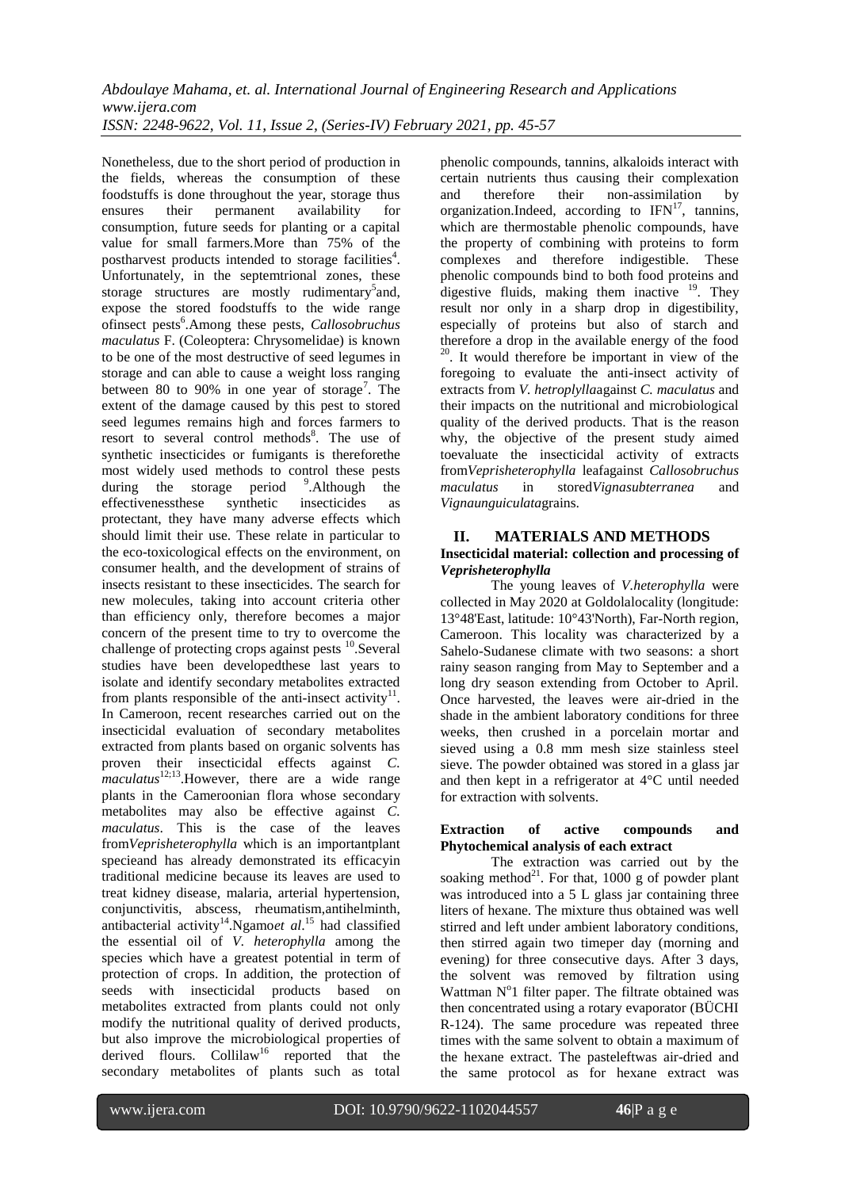Nonetheless, due to the short period of production in the fields, whereas the consumption of these foodstuffs is done throughout the year, storage thus ensures their permanent availability for consumption, future seeds for planting or a capital value for small farmers.More than 75% of the postharvest products intended to storage facilities[4]. Unfortunately, in the septemtrional zones, these storage structures are mostly rudimentary[5]and, expose the stored foodstuffs to the wide range ofinsect pests[6].Among these pests, *Callosobruchus maculatus* F. (Coleoptera: Chrysomelidae) is known to be one of the most destructive of seed legumes in storage and can able to cause a weight loss ranging between 80 to 90% in one year of storage[7]. The extent of the damage caused by this pest to stored seed legumes remains high and forces farmers to resort to several control methods[8]. The use of synthetic insecticides or fumigants is thereforethe most widely used methods to control these pests during the storage period [9].Although the effectivenessthese synthetic insecticides as protectant, they have many adverse effects which should limit their use. These relate in particular to the eco-toxicological effects on the environment, on consumer health, and the development of strains of insects resistant to these insecticides. The search for new molecules, taking into account criteria other than efficiency only, therefore becomes a major concern of the present time to try to overcome the challenge of protecting crops against pests [10].Several studies have been developedthese last years to isolate and identify secondary metabolites extracted from plants responsible of the anti-insect activity[11]. In Cameroon, recent researches carried out on the insecticidal evaluation of secondary metabolites extracted from plants based on organic solvents has proven their insecticidal effects against *C. maculatus*[12;13].However, there are a wide range plants in the Cameroonian flora whose secondary metabolites may also be effective against *C. maculatus*. This is the case of the leaves from*Veprisheterophylla* which is an importantplant specieand has already demonstrated its efficacyin traditional medicine because its leaves are used to treat kidney disease, malaria, arterial hypertension, conjunctivitis, abscess, rheumatism,antihelminth, antibacterial activity[14].Ngamo*et al.*[15] had classified the essential oil of *V. heterophylla* among the species which have a greatest potential in term of protection of crops. In addition, the protection of seeds with insecticidal products based on metabolites extracted from plants could not only modify the nutritional quality of derived products, but also improve the microbiological properties of derived flours. Collilaw[16] reported that the secondary metabolites of plants such as total phenolic compounds, tannins, alkaloids interact with certain nutrients thus causing their complexation and therefore their non-assimilation by organization.Indeed, according to IFN[17], tannins, which are thermostable phenolic compounds, have the property of combining with proteins to form complexes and therefore indigestible. These phenolic compounds bind to both food proteins and digestive fluids, making them inactive [19]. They result nor only in a sharp drop in digestibility, especially of proteins but also of starch and therefore a drop in the available energy of the food [20]. It would therefore be important in view of the foregoing to evaluate the anti-insect activity of extracts from *V. hetroplylla*against *C. maculatus* and their impacts on the nutritional and microbiological quality of the derived products. That is the reason why, the objective of the present study aimed toevaluate the insecticidal activity of extracts from*Veprisheterophylla* leafagainst *Callosobruchus maculatus* in stored*Vignasubterranea* and *Vignaunguiculata*grains.

## II. MATERIALS AND METHODS

### Insecticidal material: collection and processing of *Veprisheterophylla*

The young leaves of *V.heterophylla* were collected in May 2020 at Goldolalocality (longitude: 13°48'East, latitude: 10°43'North), Far-North region, Cameroon. This locality was characterized by a Sahelo-Sudanese climate with two seasons: a short rainy season ranging from May to September and a long dry season extending from October to April. Once harvested, the leaves were air-dried in the shade in the ambient laboratory conditions for three weeks, then crushed in a porcelain mortar and sieved using a 0.8 mm mesh size stainless steel sieve. The powder obtained was stored in a glass jar and then kept in a refrigerator at 4°C until needed for extraction with solvents.

### Extraction of active compounds and Phytochemical analysis of each extract

The extraction was carried out by the soaking method[21]. For that, 1000 g of powder plant was introduced into a 5 L glass jar containing three liters of hexane. The mixture thus obtained was well stirred and left under ambient laboratory conditions, then stirred again two timeper day (morning and evening) for three consecutive days. After 3 days, the solvent was removed by filtration using Wattman N°1 filter paper. The filtrate obtained was then concentrated using a rotary evaporator (BÜCHI R-124). The same procedure was repeated three times with the same solvent to obtain a maximum of the hexane extract. The pasteleftwas air-dried and the same protocol as for hexane extract was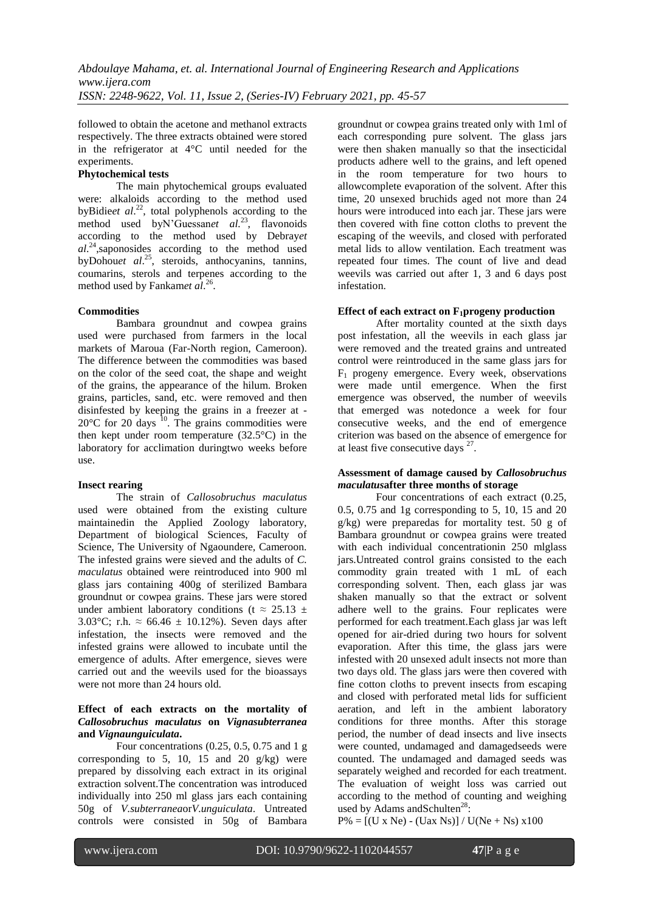followed to obtain the acetone and methanol extracts respectively. The three extracts obtained were stored in the refrigerator at 4°C until needed for the experiments.

**Phytochemical tests**

The main phytochemical groups evaluated were: alkaloids according to the method used byBidie*et al*.[22], total polyphenols according to the method used byN'Guessan*et al.*[23], flavonoids according to the method used by Debray*et al*.[24],saponosides according to the method used byDohou*et al*.[25], steroids, anthocyanins, tannins, coumarins, sterols and terpenes according to the method used by Fankam*et al*.[26].

**Commodities**

Bambara groundnut and cowpea grains used were purchased from farmers in the local markets of Maroua (Far-North region, Cameroon). The difference between the commodities was based on the color of the seed coat, the shape and weight of the grains, the appearance of the hilum. Broken grains, particles, sand, etc. were removed and then disinfested by keeping the grains in a freezer at -20°C for 20 days [10]. The grains commodities were then kept under room temperature (32.5°C) in the laboratory for acclimation duringtwo weeks before use.

**Insect rearing**

The strain of *Callosobruchus maculatus* used were obtained from the existing culture maintainedin the Applied Zoology laboratory, Department of biological Sciences, Faculty of Science, The University of Ngaoundere, Cameroon. The infested grains were sieved and the adults of *C. maculatus* obtained were reintroduced into 900 ml glass jars containing 400g of sterilized Bambara groundnut or cowpea grains. These jars were stored under ambient laboratory conditions (t ≈ 25.13 ± 3.03°C; r.h. ≈ 66.46 ± 10.12%). Seven days after infestation, the insects were removed and the infested grains were allowed to incubate until the emergence of adults. After emergence, sieves were carried out and the weevils used for the bioassays were not more than 24 hours old.

**Effect of each extracts on the mortality of *Callosobruchus maculatus* on *Vignasubterranea* and *Vignaunguiculata*.**

Four concentrations (0.25, 0.5, 0.75 and 1 g corresponding to 5, 10, 15 and 20 g/kg) were prepared by dissolving each extract in its original extraction solvent.The concentration was introduced individually into 250 ml glass jars each containing 50g of *V.subterranea*or*V.unguiculata*. Untreated controls were consisted in 50g of Bambara groundnut or cowpea grains treated only with 1ml of each corresponding pure solvent. The glass jars were then shaken manually so that the insecticidal products adhere well to the grains, and left opened in the room temperature for two hours to allowcomplete evaporation of the solvent. After this time, 20 unsexed bruchids aged not more than 24 hours were introduced into each jar. These jars were then covered with fine cotton cloths to prevent the escaping of the weevils, and closed with perforated metal lids to allow ventilation. Each treatment was repeated four times. The count of live and dead weevils was carried out after 1, 3 and 6 days post infestation.

**Effect of each extract on $F_1$progeny production**

After mortality counted at the sixth days post infestation, all the weevils in each glass jar were removed and the treated grains and untreated control were reintroduced in the same glass jars for $F_1$ progeny emergence. Every week, observations were made until emergence. When the first emergence was observed, the number of weevils that emerged was notedonce a week for four consecutive weeks, and the end of emergence criterion was based on the absence of emergence for at least five consecutive days [27].

**Assessment of damage caused by *Callosobruchus maculatus*after three months of storage**

Four concentrations of each extract (0.25, 0.5, 0.75 and 1g corresponding to 5, 10, 15 and 20 g/kg) were preparedas for mortality test. 50 g of Bambara groundnut or cowpea grains were treated with each individual concentrationin 250 mlglass jars.Untreated control grains consisted to the each commodity grain treated with 1 mL of each corresponding solvent. Then, each glass jar was shaken manually so that the extract or solvent adhere well to the grains. Four replicates were performed for each treatment.Each glass jar was left opened for air-dried during two hours for solvent evaporation. After this time, the glass jars were infested with 20 unsexed adult insects not more than two days old. The glass jars were then covered with fine cotton cloths to prevent insects from escaping and closed with perforated metal lids for sufficient aeration, and left in the ambient laboratory conditions for three months. After this storage period, the number of dead insects and live insects were counted, undamaged and damagedseeds were counted. The undamaged and damaged seeds was separately weighed and recorded for each treatment. The evaluation of weight loss was carried out according to the method of counting and weighing used by Adams andSchulten[28]:

$$P\% = [(U \times Ne) - (Ua \times Ns)] / U(Ne + Ns) \times 100$$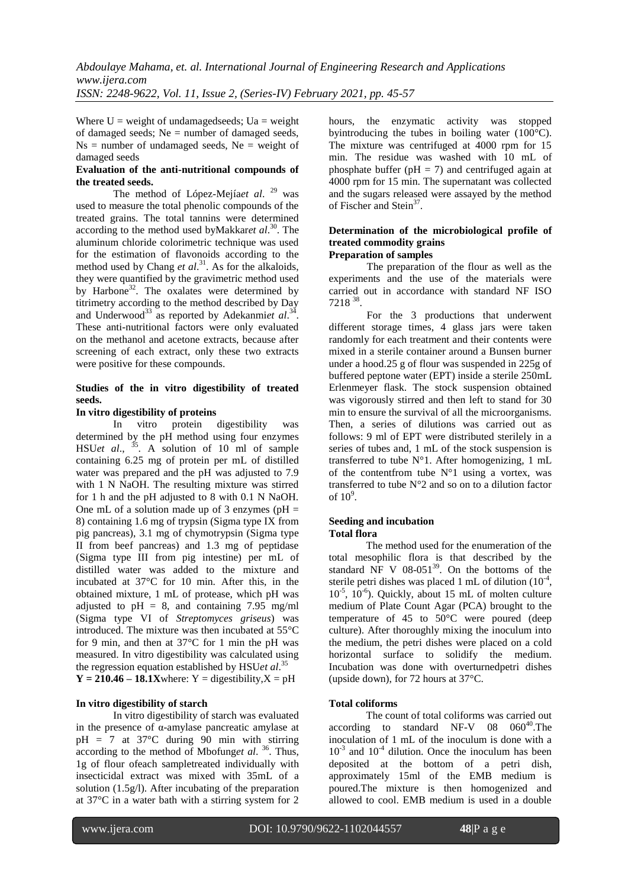Where U = weight of undamagedseeds; Ua = weight of damaged seeds; Ne = number of damaged seeds, Ns = number of undamaged seeds, Ne = weight of damaged seeds

**Evaluation of the anti-nutritional compounds of the treated seeds.**

The method of López-Mejía*et al*. [29] was used to measure the total phenolic compounds of the treated grains. The total tannins were determined according to the method used byMakkar*et al*.[30]. The aluminum chloride colorimetric technique was used for the estimation of flavonoids according to the method used by Chang *et al*.[31]. As for the alkaloids, they were quantified by the gravimetric method used by Harbone[32]. The oxalates were determined by titrimetry according to the method described by Day and Underwood[33] as reported by Adekanmi*et al*.[34]. These anti-nutritional factors were only evaluated on the methanol and acetone extracts, because after screening of each extract, only these two extracts were positive for these compounds.

**Studies of the in vitro digestibility of treated seeds.**

**In vitro digestibility of proteins**

In vitro protein digestibility was determined by the pH method using four enzymes HSU*et al*., [35]. A solution of 10 ml of sample containing 6.25 mg of protein per mL of distilled water was prepared and the pH was adjusted to 7.9 with 1 N NaOH. The resulting mixture was stirred for 1 h and the pH adjusted to 8 with 0.1 N NaOH. One mL of a solution made up of 3 enzymes (pH = 8) containing 1.6 mg of trypsin (Sigma type IX from pig pancreas), 3.1 mg of chymotrypsin (Sigma type II from beef pancreas) and 1.3 mg of peptidase (Sigma type III from pig intestine) per mL of distilled water was added to the mixture and incubated at 37°C for 10 min. After this, in the obtained mixture, 1 mL of protease, which pH was adjusted to pH = 8, and containing 7.95 mg/ml (Sigma type VI of *Streptomyces griseus*) was introduced. The mixture was then incubated at 55°C for 9 min, and then at 37°C for 1 min the pH was measured. In vitro digestibility was calculated using the regression equation established by HSU*et al*.[35]

**$Y = 210.46 - 18.1X$**where: Y = digestibility,X = pH

**In vitro digestibility of starch**

In vitro digestibility of starch was evaluated in the presence of α-amylase pancreatic amylase at pH = 7 at 37°C during 90 min with stirring according to the method of Mbofung*et al*. [36]. Thus, 1g of flour ofeach sampletreated individually with insecticidal extract was mixed with 35mL of a solution (1.5g/l). After incubating of the preparation at 37°C in a water bath with a stirring system for 2 hours, the enzymatic activity was stopped byintroducing the tubes in boiling water (100°C). The mixture was centrifuged at 4000 rpm for 15 min. The residue was washed with 10 mL of phosphate buffer (pH = 7) and centrifuged again at 4000 rpm for 15 min. The supernatant was collected and the sugars released were assayed by the method of Fischer and Stein[37].

**Determination of the microbiological profile of treated commodity grains**

**Preparation of samples**

The preparation of the flour as well as the experiments and the use of the materials were carried out in accordance with standard NF ISO 7218 [38].

For the 3 productions that underwent different storage times, 4 glass jars were taken randomly for each treatment and their contents were mixed in a sterile container around a Bunsen burner under a hood.25 g of flour was suspended in 225g of buffered peptone water (EPT) inside a sterile 250mL Erlenmeyer flask. The stock suspension obtained was vigorously stirred and then left to stand for 30 min to ensure the survival of all the microorganisms. Then, a series of dilutions was carried out as follows: 9 ml of EPT were distributed sterilely in a series of tubes and, 1 mL of the stock suspension is transferred to tube N°1. After homogenizing, 1 mL of the contentfrom tube N°1 using a vortex, was transferred to tube N°2 and so on to a dilution factor of $10^9$.

**Seeding and incubation**

**Total flora**

The method used for the enumeration of the total mesophilic flora is that described by the standard NF V 08-051[39]. On the bottoms of the sterile petri dishes was placed 1 mL of dilution ($10^{-4}$, $10^{-5}$, $10^{-6}$). Quickly, about 15 mL of molten culture medium of Plate Count Agar (PCA) brought to the temperature of 45 to 50°C were poured (deep culture). After thoroughly mixing the inoculum into the medium, the petri dishes were placed on a cold horizontal surface to solidify the medium. Incubation was done with overturnedpetri dishes (upside down), for 72 hours at 37°C.

**Total coliforms**

The count of total coliforms was carried out according to standard NF-V 08 060[40].The inoculation of 1 mL of the inoculum is done with a $10^{-3}$ and $10^{-4}$ dilution. Once the inoculum has been deposited at the bottom of a petri dish, approximately 15ml of the EMB medium is poured.The mixture is then homogenized and allowed to cool. EMB medium is used in a double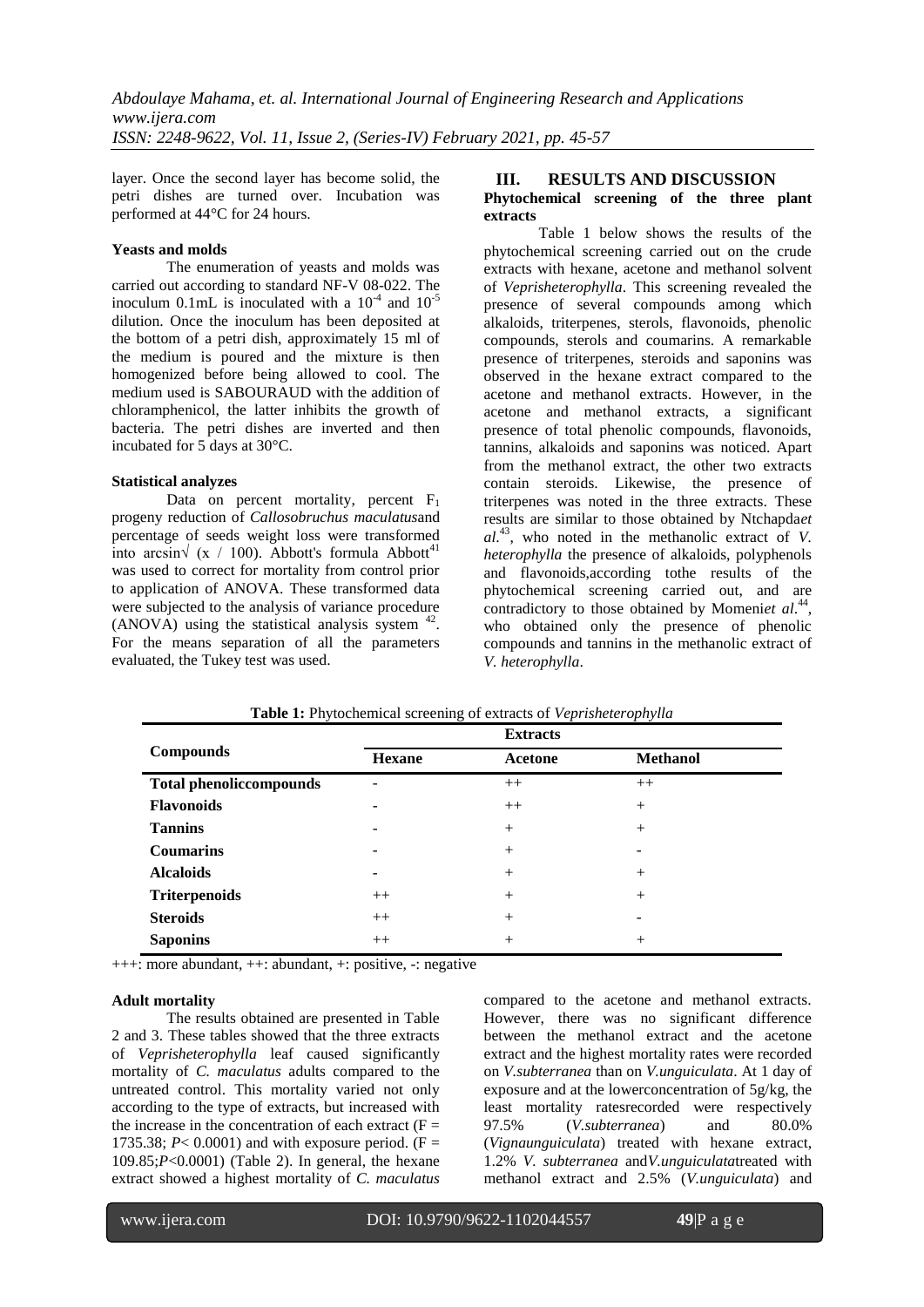layer. Once the second layer has become solid, the petri dishes are turned over. Incubation was performed at 44°C for 24 hours.

**Yeasts and molds**

The enumeration of yeasts and molds was carried out according to standard NF-V 08-022. The inoculum 0.1mL is inoculated with a $10^{-4}$ and $10^{-5}$ dilution. Once the inoculum has been deposited at the bottom of a petri dish, approximately 15 ml of the medium is poured and the mixture is then homogenized before being allowed to cool. The medium used is SABOURAUD with the addition of chloramphenicol, the latter inhibits the growth of bacteria. The petri dishes are inverted and then incubated for 5 days at 30°C.

**Statistical analyzes**

Data on percent mortality, percent $F_1$ progeny reduction of *Callosobruchus maculatus*and percentage of seeds weight loss were transformed into arcsin$\sqrt{(x / 100)}$. Abbott's formula Abbott[41] was used to correct for mortality from control prior to application of ANOVA. These transformed data were subjected to the analysis of variance procedure (ANOVA) using the statistical analysis system [42]. For the means separation of all the parameters evaluated, the Tukey test was used.

## III. RESULTS AND DISCUSSION

**Phytochemical screening of the three plant extracts**

Table 1 below shows the results of the phytochemical screening carried out on the crude extracts with hexane, acetone and methanol solvent of *Veprisheterophylla*. This screening revealed the presence of several compounds among which alkaloids, triterpenes, sterols, flavonoids, phenolic compounds, sterols and coumarins. A remarkable presence of triterpenes, steroids and saponins was observed in the hexane extract compared to the acetone and methanol extracts. However, in the acetone and methanol extracts, a significant presence of total phenolic compounds, flavonoids, tannins, alkaloids and saponins was noticed. Apart from the methanol extract, the other two extracts contain steroids. Likewise, the presence of triterpenes was noted in the three extracts. These results are similar to those obtained by Ntchapda*et al.*[43], who noted in the methanolic extract of *V. heterophylla* the presence of alkaloids, polyphenols and flavonoids,according tothe results of the phytochemical screening carried out, and are contradictory to those obtained by Momeni*et al.*[44], who obtained only the presence of phenolic compounds and tannins in the methanolic extract of *V. heterophylla*.

**Table 1:** Phytochemical screening of extracts of *Veprisheterophylla*

| Compounds | Extracts | | |
|---|---|---|---|
| | Hexane | Acetone | Methanol |
| **Total phenoliccompounds** | - | ++ | ++ |
| **Flavonoids** | - | ++ | + |
| **Tannins** | - | + | + |
| **Coumarins** | - | + | - |
| **Alcaloids** | - | + | + |
| **Triterpenoids** | ++ | + | + |
| **Steroids** | ++ | + | - |
| **Saponins** | ++ | + | + |

+++: more abundant, ++: abundant, +: positive, -: negative

**Adult mortality**

The results obtained are presented in Table 2 and 3. These tables showed that the three extracts of *Veprisheterophylla* leaf caused significantly mortality of *C. maculatus* adults compared to the untreated control. This mortality varied not only according to the type of extracts, but increased with the increase in the concentration of each extract ($F = 1735.38$; $P < 0.0001$) and with exposure period. ($F = 109.85$;$P<0.0001$) (Table 2). In general, the hexane extract showed a highest mortality of *C. maculatus* compared to the acetone and methanol extracts. However, there was no significant difference between the methanol extract and the acetone extract and the highest mortality rates were recorded on *V.subterranea* than on *V.unguiculata*. At 1 day of exposure and at the lowerconcentration of 5g/kg, the least mortality ratesrecorded were respectively 97.5% (*V.subterranea*) and 80.0% (*Vignaunguiculata*) treated with hexane extract, 1.2% *V. subterranea* and*V.unguiculata*treated with methanol extract and 2.5% (*V.unguiculata*) and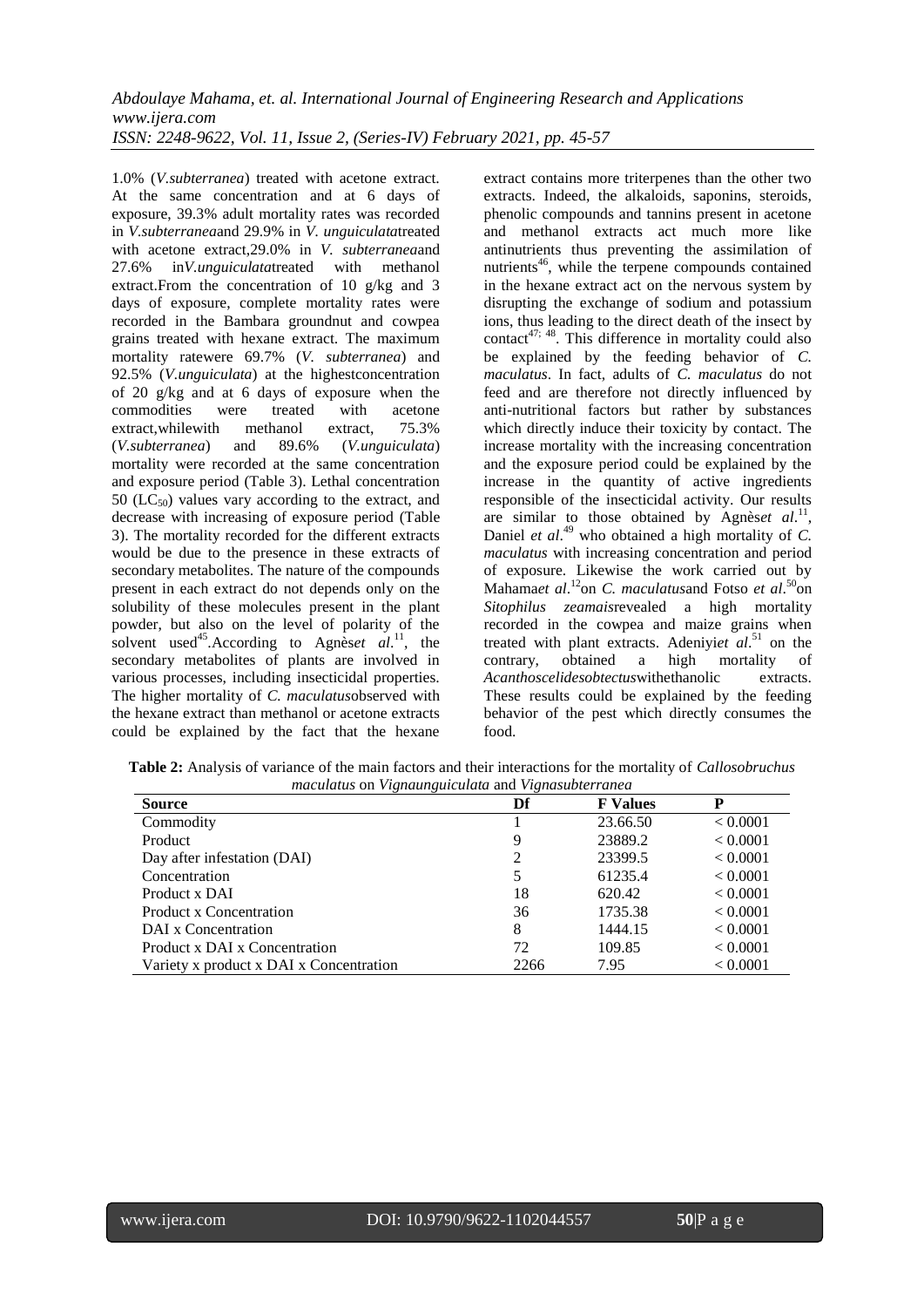1.0% (*V.subterranea*) treated with acetone extract. At the same concentration and at 6 days of exposure, 39.3% adult mortality rates was recorded in *V.subterranea*and 29.9% in *V. unguiculata*treated with acetone extract,29.0% in *V. subterranea*and 27.6% in*V.unguiculata*treated with methanol extract.From the concentration of 10 g/kg and 3 days of exposure, complete mortality rates were recorded in the Bambara groundnut and cowpea grains treated with hexane extract. The maximum mortality ratewere 69.7% (*V. subterranea*) and 92.5% (*V.unguiculata*) at the highestconcentration of 20 g/kg and at 6 days of exposure when the commodities were treated with acetone extract,whilewith methanol extract, 75.3% (*V.subterranea*) and 89.6% (*V.unguiculata*) mortality were recorded at the same concentration and exposure period (Table 3). Lethal concentration 50 ($LC_{50}$) values vary according to the extract, and decrease with increasing of exposure period (Table 3). The mortality recorded for the different extracts would be due to the presence in these extracts of secondary metabolites. The nature of the compounds present in each extract do not depends only on the solubility of these molecules present in the plant powder, but also on the level of polarity of the solvent used[45].According to Agnès*et al*.[11], the secondary metabolites of plants are involved in various processes, including insecticidal properties. The higher mortality of *C. maculatus*observed with the hexane extract than methanol or acetone extracts could be explained by the fact that the hexane extract contains more triterpenes than the other two extracts. Indeed, the alkaloids, saponins, steroids, phenolic compounds and tannins present in acetone and methanol extracts act much more like antinutrients thus preventing the assimilation of nutrients[46], while the terpene compounds contained in the hexane extract act on the nervous system by disrupting the exchange of sodium and potassium ions, thus leading to the direct death of the insect by contact[47; 48]. This difference in mortality could also be explained by the feeding behavior of *C. maculatus*. In fact, adults of *C. maculatus* do not feed and are therefore not directly influenced by anti-nutritional factors but rather by substances which directly induce their toxicity by contact. The increase mortality with the increasing concentration and the exposure period could be explained by the increase in the quantity of active ingredients responsible of the insecticidal activity. Our results are similar to those obtained by Agnès*et al*.[11], Daniel *et al*.[49] who obtained a high mortality of *C. maculatus* with increasing concentration and period of exposure. Likewise the work carried out by Mahama*et al*.[12]on *C. maculatus*and Fotso *et al*.[50]on *Sitophilus zeamais*revealed a high mortality recorded in the cowpea and maize grains when treated with plant extracts. Adeniyi*et al*.[51] on the contrary, obtained a high mortality of *Acanthoscelidesobtectus*withethanolic extracts. These results could be explained by the feeding behavior of the pest which directly consumes the food.

**Table 2:** Analysis of variance of the main factors and their interactions for the mortality of *Callosobruchus maculatus* on *Vignaunguiculata* and *Vignasubterranea*

| Source | Df | F Values | P |
|---|---|---|---|
| Commodity | 1 | 23.66.50 | < 0.0001 |
| Product | 9 | 23889.2 | < 0.0001 |
| Day after infestation (DAI) | 2 | 23399.5 | < 0.0001 |
| Concentration | 5 | 61235.4 | < 0.0001 |
| Product x DAI | 18 | 620.42 | < 0.0001 |
| Product x Concentration | 36 | 1735.38 | < 0.0001 |
| DAI x Concentration | 8 | 1444.15 | < 0.0001 |
| Product x DAI x Concentration | 72 | 109.85 | < 0.0001 |
| Variety x product x DAI x Concentration | 2266 | 7.95 | < 0.0001 |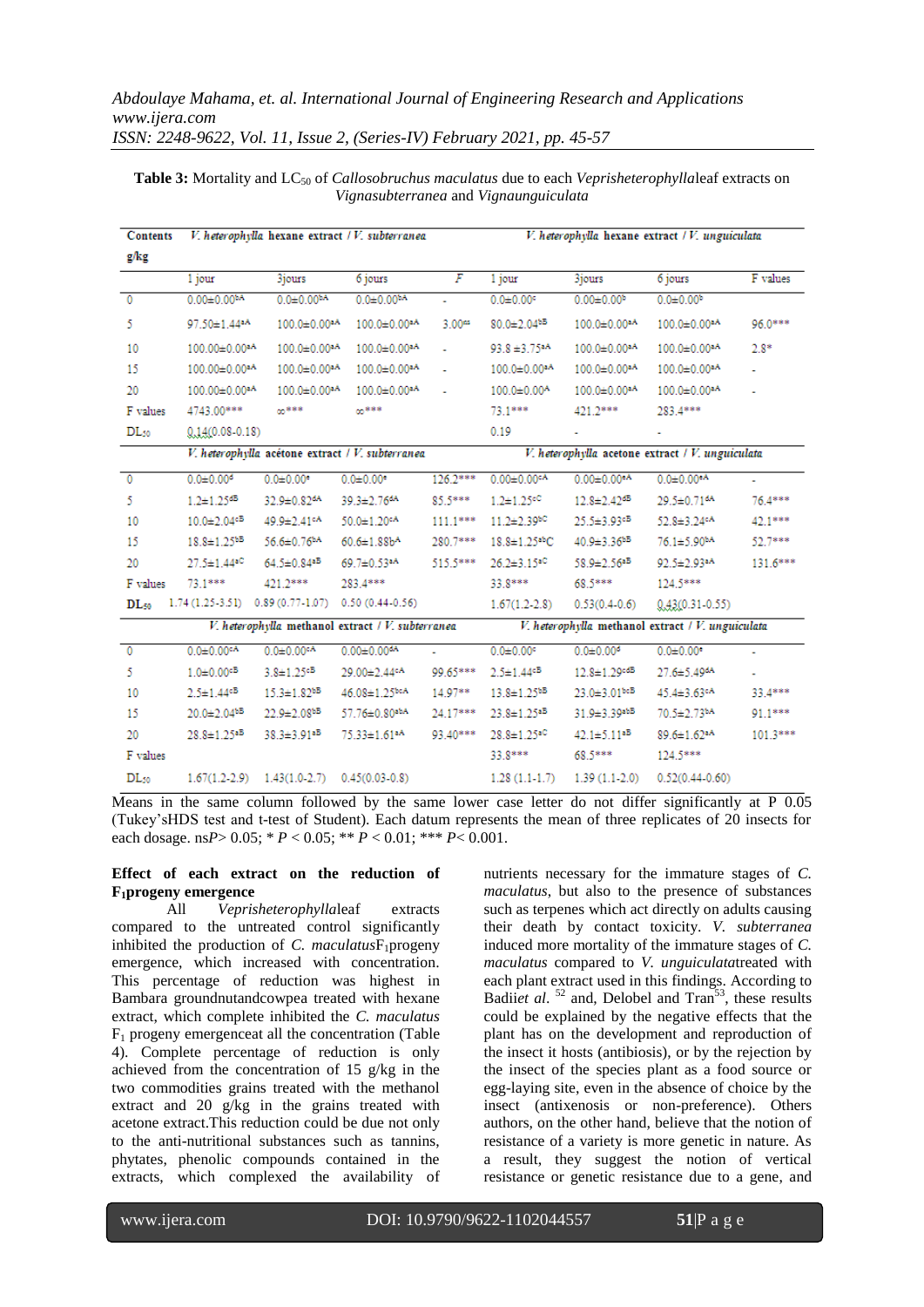**Table 3:** Mortality and $LC_{50}$ of *Callosobruchus maculatus* due to each *Veprisheterophylla*leaf extracts on *Vignasubterranea* and *Vignaunguiculata*

| Contents g/kg | *V. heterophylla* hexane extract / *V. subterranea* | | | | *V. heterophylla* hexane extract / *V. unguiculata* | | | |
|---|---|---|---|---|---|---|---|---|
| | 1 jour | 3jours | 6 jours | F | 1 jour | 3jours | 6 jours | F values |
| 0 | 0.00±0.00bA | 0.0±0.00bA | 0.0±0.00bA | - | 0.0±0.00c | 0.00±0.00b | 0.0±0.00b | |
| 5 | 97.50±1.44aA | 100.0±0.00aA | 100.0±0.00aA | 3.00ns | 80.0±2.04bB | 100.0±0.00aA | 100.0±0.00aA | 96.0*** |
| 10 | 100.00±0.00aA | 100.0±0.00aA | 100.0±0.00aA | - | 93.8 ±3.75aA | 100.0±0.00aA | 100.0±0.00aA | 2.8* |
| 15 | 100.00±0.00aA | 100.0±0.00aA | 100.0±0.00aA | - | 100.0±0.00aA | 100.0±0.00aA | 100.0±0.00aA | - |
| 20 | 100.00±0.00aA | 100.0±0.00aA | 100.0±0.00aA | - | 100.0±0.00A | 100.0±0.00aA | 100.0±0.00aA | - |
| F values | 4743.00*** | ∞*** | ∞*** | | 73.1*** | 421.2*** | 283.4*** | |
| $DL_{50}$ | 0.14(0.08-0.18) | | | | 0.19 | - | - | |
| | *V. heterophylla* acétone extract / *V. subterranea* | | | | *V. heterophylla* acetone extract / *V. unguiculata* | | | |
| 0 | 0.0±0.00d | 0.0±0.00e | 0.0±0.00e | 126.2*** | 0.00±0.00cA | 0.00±0.00eA | 0.0±0.00eA | - |
| 5 | 1.2±1.25dB | 32.9±0.82dA | 39.3±2.76dA | 85.5*** | 1.2±1.25cC | 12.8±2.42dB | 29.5±0.71dA | 76.4*** |
| 10 | 10.0±2.04cB | 49.9±2.41cA | 50.0±1.20cA | 111.1*** | 11.2±2.39bC | 25.5±3.93cB | 52.8±3.24cA | 42.1*** |
| 15 | 18.8±1.25bB | 56.6±0.76bA | 60.6±1.88bA | 280.7*** | 18.8±1.25abC | 40.9±3.36bB | 76.1±5.90bA | 52.7*** |
| 20 | 27.5±1.44aC | 64.5±0.84aB | 69.7±0.53aA | 515.5*** | 26.2±3.15aC | 58.9±2.56aB | 92.5±2.93aA | 131.6*** |
| F values | 73.1*** | 421.2*** | 283.4*** | | 33.8*** | 68.5*** | 124.5*** | |
| $DL_{50}$ | 1.74 (1.25-3.51) | 0.89 (0.77-1.07) | 0.50 (0.44-0.56) | | 1.67(1.2-2.8) | 0.53(0.4-0.6) | 0.43(0.31-0.55) | |
| | *V. heterophylla* methanol extract / *V. subterranea* | | | | *V. heterophylla* methanol extract / *V. unguiculata* | | | |
| 0 | 0.0±0.00cA | 0.0±0.00cA | 0.00±0.00dA | - | 0.0±0.00c | 0.0±0.00d | 0.0±0.00e | - |
| 5 | 1.0±0.00cB | 3.8±1.25cB | 29.00±2.44cA | 99.65*** | 2.5±1.44cB | 12.8±1.29cdB | 27.6±5.49dA | - |
| 10 | 2.5±1.44cB | 15.3±1.82bB | 46.08±1.25bcA | 14.97** | 13.8±1.25bB | 23.0±3.01bcB | 45.4±3.63cA | 33.4*** |
| 15 | 20.0±2.04bB | 22.9±2.08bB | 57.76±0.80abA | 24.17*** | 23.8±1.25aB | 31.9±3.39abB | 70.5±2.73bA | 91.1*** |
| 20 | 28.8±1.25aB | 38.3±3.91aB | 75.33±1.61aA | 93.40*** | 28.8±1.25aC | 42.1±5.11aB | 89.6±1.62aA | 101.3*** |
| F values | | | | | 33.8*** | 68.5*** | 124.5*** | |
| $DL_{50}$ | 1.67(1.2-2.9) | 1.43(1.0-2.7) | 0.45(0.03-0.8) | | 1.28 (1.1-1.7) | 1.39 (1.1-2.0) | 0.52(0.44-0.60) | |

Means in the same column followed by the same lower case letter do not differ significantly at P 0.05 (Tukey'sHDS test and t-test of Student). Each datum represents the mean of three replicates of 20 insects for each dosage. ns$P > 0.05$; * $P < 0.05$; ** $P < 0.01$; *** $P < 0.001$.

**Effect of each extract on the reduction of $F_1$progeny emergence**

All *Veprisheterophylla*leaf extracts compared to the untreated control significantly inhibited the production of *C. maculatus*$F_1$progeny emergence, which increased with concentration. This percentage of reduction was highest in Bambara groundnutandcowpea treated with hexane extract, which complete inhibited the *C. maculatus* $F_1$ progeny emergenceat all the concentration (Table 4). Complete percentage of reduction is only achieved from the concentration of 15 g/kg in the two commodities grains treated with the methanol extract and 20 g/kg in the grains treated with acetone extract.This reduction could be due not only to the anti-nutritional substances such as tannins, phytates, phenolic compounds contained in the extracts, which complexed the availability of nutrients necessary for the immature stages of *C. maculatus*, but also to the presence of substances such as terpenes which act directly on adults causing their death by contact toxicity. *V. subterranea* induced more mortality of the immature stages of *C. maculatus* compared to *V. unguiculata*treated with each plant extract used in this findings. According to Badii*et al.* [52] and, Delobel and Tran[53], these results could be explained by the negative effects that the plant has on the development and reproduction of the insect it hosts (antibiosis), or by the rejection by the insect of the species plant as a food source or egg-laying site, even in the absence of choice by the insect (antixenosis or non-preference). Others authors, on the other hand, believe that the notion of resistance of a variety is more genetic in nature. As a result, they suggest the notion of vertical resistance or genetic resistance due to a gene, and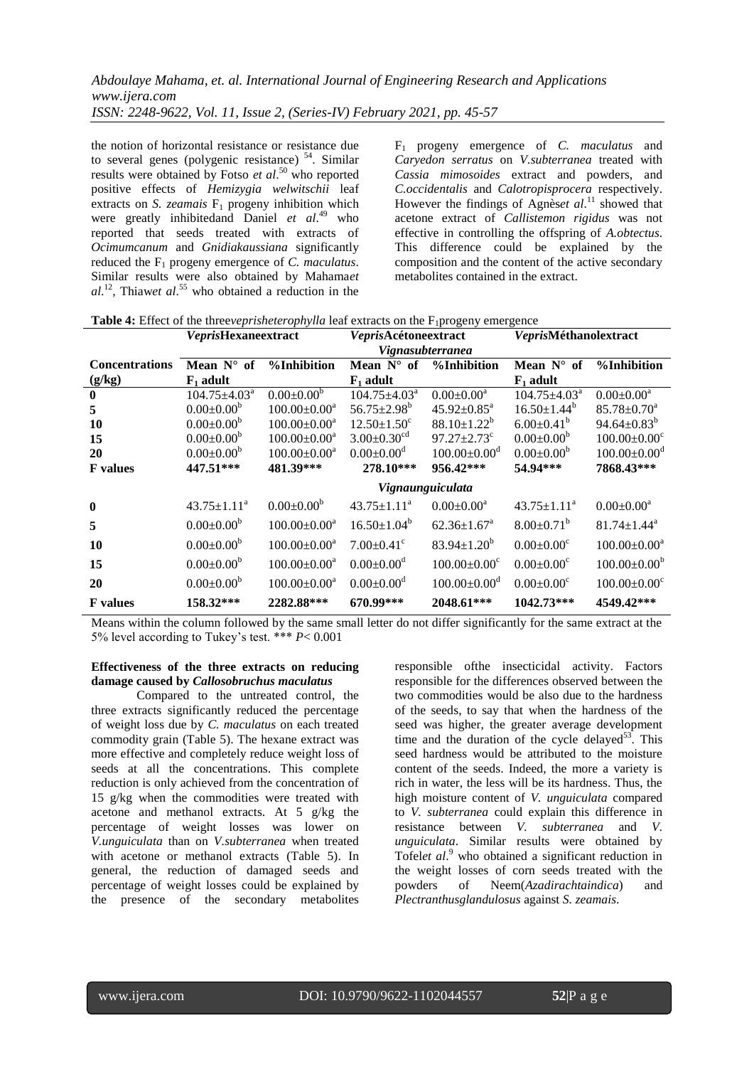the notion of horizontal resistance or resistance due to several genes (polygenic resistance) [54]. Similar results were obtained by Fotso *et al*.[50] who reported positive effects of *Hemizygia welwitschii* leaf extracts on *S. zeamais* $F_1$ progeny inhibition which were greatly inhibitedand Daniel *et al*.[49] who reported that seeds treated with extracts of *Ocimumcanum* and *Gnidiakaussiana* significantly reduced the $F_1$ progeny emergence of *C. maculatus*. Similar results were also obtained by Mahama*et al*.[12], Thiaw*et al*.[55] who obtained a reduction in the $F_1$ progeny emergence of *C. maculatus* and *Caryedon serratus* on *V.subterranea* treated with *Cassia mimosoides* extract and powders, and *C.occidentalis* and *Calotropisprocera* respectively. However the findings of Agnès*et al*.[11] showed that acetone extract of *Callistemon rigidus* was not effective in controlling the offspring of *A.obtectus*. This difference could be explained by the composition and the content of the active secondary metabolites contained in the extract.

**Table 4:** Effect of the three*veprisheterophylla* leaf extracts on the $F_1$progeny emergence

| | *Vepris*Hexaneextract | | *Vepris*Acétoneextract | | *Vepris*Méthanolextract | |
|---|---|---|---|---|---|---|
| | | | *Vignasubterranea* | | | |
| **Concentrations (g/kg)** | **Mean N° of $F_1$ adult** | **%Inhibition** | **Mean N° of $F_1$ adult** | **%Inhibition** | **Mean N° of $F_1$ adult** | **%Inhibition** |
| **0** | $104.75 \pm 4.03^a$ | $0.00 \pm 0.00^b$ | $104.75 \pm 4.03^a$ | $0.00 \pm 0.00^a$ | $104.75 \pm 4.03^a$ | $0.00 \pm 0.00^a$ |
| **5** | $0.00 \pm 0.00^b$ | $100.00 \pm 0.00^a$ | $56.75 \pm 2.98^b$ | $45.92 \pm 0.85^a$ | $16.50 \pm 1.44^b$ | $85.78 \pm 0.70^a$ |
| **10** | $0.00 \pm 0.00^b$ | $100.00 \pm 0.00^a$ | $12.50 \pm 1.50^c$ | $88.10 \pm 1.22^b$ | $6.00 \pm 0.41^b$ | $94.64 \pm 0.83^b$ |
| **15** | $0.00 \pm 0.00^b$ | $100.00 \pm 0.00^a$ | $3.00 \pm 0.30^{cd}$ | $97.27 \pm 2.73^c$ | $0.00 \pm 0.00^b$ | $100.00 \pm 0.00^c$ |
| **20** | $0.00 \pm 0.00^b$ | $100.00 \pm 0.00^a$ | $0.00 \pm 0.00^d$ | $100.00 \pm 0.00^d$ | $0.00 \pm 0.00^b$ | $100.00 \pm 0.00^d$ |
| **F values** | **447.51\*\*\*** | **481.39\*\*\*** | **278.10\*\*\*** | **956.42\*\*\*** | **54.94\*\*\*** | **7868.43\*\*\*** |
| | | | *Vignaunguiculata* | | | |
| **0** | $43.75 \pm 1.11^a$ | $0.00 \pm 0.00^b$ | $43.75 \pm 1.11^a$ | $0.00 \pm 0.00^a$ | $43.75 \pm 1.11^a$ | $0.00 \pm 0.00^a$ |
| **5** | $0.00 \pm 0.00^b$ | $100.00 \pm 0.00^a$ | $16.50 \pm 1.04^b$ | $62.36 \pm 1.67^a$ | $8.00 \pm 0.71^b$ | $81.74 \pm 1.44^a$ |
| **10** | $0.00 \pm 0.00^b$ | $100.00 \pm 0.00^a$ | $7.00 \pm 0.41^c$ | $83.94 \pm 1.20^b$ | $0.00 \pm 0.00^c$ | $100.00 \pm 0.00^a$ |
| **15** | $0.00 \pm 0.00^b$ | $100.00 \pm 0.00^a$ | $0.00 \pm 0.00^d$ | $100.00 \pm 0.00^c$ | $0.00 \pm 0.00^c$ | $100.00 \pm 0.00^b$ |
| **20** | $0.00 \pm 0.00^b$ | $100.00 \pm 0.00^a$ | $0.00 \pm 0.00^d$ | $100.00 \pm 0.00^d$ | $0.00 \pm 0.00^c$ | $100.00 \pm 0.00^c$ |
| **F values** | **158.32\*\*\*** | **2282.88\*\*\*** | **670.99\*\*\*** | **2048.61\*\*\*** | **1042.73\*\*\*** | **4549.42\*\*\*** |

Means within the column followed by the same small letter do not differ significantly for the same extract at the 5% level according to Tukey's test. *** $P < 0.001$

**Effectiveness of the three extracts on reducing damage caused by *Callosobruchus maculatus***

Compared to the untreated control, the three extracts significantly reduced the percentage of weight loss due by *C. maculatus* on each treated commodity grain (Table 5). The hexane extract was more effective and completely reduce weight loss of seeds at all the concentrations. This complete reduction is only achieved from the concentration of 15 g/kg when the commodities were treated with acetone and methanol extracts. At 5 g/kg the percentage of weight losses was lower on *V.unguiculata* than on *V.subterranea* when treated with acetone or methanol extracts (Table 5). In general, the reduction of damaged seeds and percentage of weight losses could be explained by the presence of the secondary metabolites responsible ofthe insecticidal activity. Factors responsible for the differences observed between the two commodities would be also due to the hardness of the seeds, to say that when the hardness of the seed was higher, the greater average development time and the duration of the cycle delayed[53]. This seed hardness would be attributed to the moisture content of the seeds. Indeed, the more a variety is rich in water, the less will be its hardness. Thus, the high moisture content of *V. unguiculata* compared to *V. subterranea* could explain this difference in resistance between *V. subterranea* and *V. unguiculata*. Similar results were obtained by Tofel*et al*.[9] who obtained a significant reduction in the weight losses of corn seeds treated with the powders of Neem(*Azadirachtaindica*) and *Plectranthusglandulosus* against *S. zeamais*.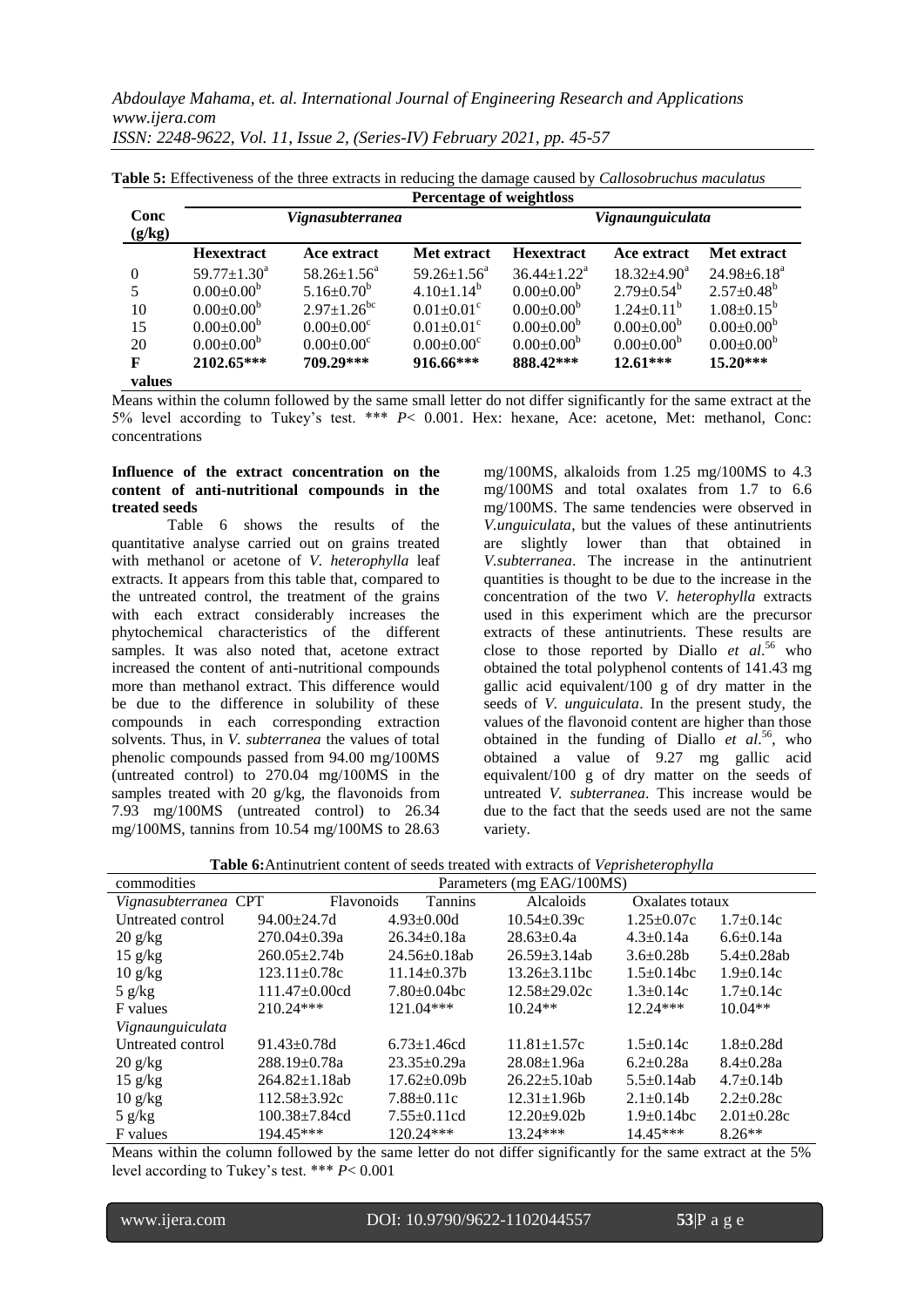**Table 5:** Effectiveness of the three extracts in reducing the damage caused by *Callosobruchus maculatus*

| Conc (g/kg) | Percentage of weightloss | | | | | |
|---|---|---|---|---|---|---|
| | *Vignasubterranea* | | | *Vignaunguiculata* | | |
| | **Hexextract** | **Ace extract** | **Met extract** | **Hexextract** | **Ace extract** | **Met extract** |
| 0 | $59.77\pm1.30^{a}$ | $58.26\pm1.56^{a}$ | $59.26\pm1.56^{a}$ | $36.44\pm1.22^{a}$ | $18.32\pm4.90^{a}$ | $24.98\pm6.18^{a}$ |
| 5 | $0.00\pm0.00^{b}$ | $5.16\pm0.70^{b}$ | $4.10\pm1.14^{b}$ | $0.00\pm0.00^{b}$ | $2.79\pm0.54^{b}$ | $2.57\pm0.48^{b}$ |
| 10 | $0.00\pm0.00^{b}$ | $2.97\pm1.26^{bc}$ | $0.01\pm0.01^{c}$ | $0.00\pm0.00^{b}$ | $1.24\pm0.11^{b}$ | $1.08\pm0.15^{b}$ |
| 15 | $0.00\pm0.00^{b}$ | $0.00\pm0.00^{c}$ | $0.01\pm0.01^{c}$ | $0.00\pm0.00^{b}$ | $0.00\pm0.00^{b}$ | $0.00\pm0.00^{b}$ |
| 20 | $0.00\pm0.00^{b}$ | $0.00\pm0.00^{c}$ | $0.00\pm0.00^{c}$ | $0.00\pm0.00^{b}$ | $0.00\pm0.00^{b}$ | $0.00\pm0.00^{b}$ |
| **F values** | **2102.65*** ** | **709.29*** ** | **916.66*** ** | **888.42*** ** | **12.61*** ** | **15.20*** ** |

Means within the column followed by the same small letter do not differ significantly for the same extract at the 5% level according to Tukey's test. *** $P< 0.001$. Hex: hexane, Ace: acetone, Met: methanol, Conc: concentrations

**Influence of the extract concentration on the content of anti-nutritional compounds in the treated seeds**

Table 6 shows the results of the quantitative analyse carried out on grains treated with methanol or acetone of *V. heterophylla* leaf extracts. It appears from this table that, compared to the untreated control, the treatment of the grains with each extract considerably increases the phytochemical characteristics of the different samples. It was also noted that, acetone extract increased the content of anti-nutritional compounds more than methanol extract. This difference would be due to the difference in solubility of these compounds in each corresponding extraction solvents. Thus, in *V. subterranea* the values of total phenolic compounds passed from 94.00 mg/100MS (untreated control) to 270.04 mg/100MS in the samples treated with 20 g/kg, the flavonoids from 7.93 mg/100MS (untreated control) to 26.34 mg/100MS, tannins from 10.54 mg/100MS to 28.63 mg/100MS, alkaloids from 1.25 mg/100MS to 4.3 mg/100MS and total oxalates from 1.7 to 6.6 mg/100MS. The same tendencies were observed in *V.unguiculata*, but the values of these antinutrients are slightly lower than that obtained in *V.subterranea*. The increase in the antinutrient quantities is thought to be due to the increase in the concentration of the two *V. heterophylla* extracts used in this experiment which are the precursor extracts of these antinutrients. These results are close to those reported by Diallo *et al*.[56] who obtained the total polyphenol contents of 141.43 mg gallic acid equivalent/100 g of dry matter in the seeds of *V. unguiculata*. In the present study, the values of the flavonoid content are higher than those obtained in the funding of Diallo *et al*.[56], who obtained a value of 9.27 mg gallic acid equivalent/100 g of dry matter on the seeds of untreated *V. subterranea*. This increase would be due to the fact that the seeds used are not the same variety.

**Table 6:** Antinutrient content of seeds treated with extracts of *Veprisheterophylla*

| commodities | Parameters (mg EAG/100MS) | | | | |
|---|---|---|---|---|---|
| *Vignasubterranea* | CPT | Flavonoids | Tannins | Alcaloids | Oxalates totaux |
| Untreated control | 94.00±24.7d | 4.93±0.00d | 10.54±0.39c | 1.25±0.07c | 1.7±0.14c |
| 20 g/kg | 270.04±0.39a | 26.34±0.18a | 28.63±0.4a | 4.3±0.14a | 6.6±0.14a |
| 15 g/kg | 260.05±2.74b | 24.56±0.18ab | 26.59±3.14ab | 3.6±0.28b | 5.4±0.28ab |
| 10 g/kg | 123.11±0.78c | 11.14±0.37b | 13.26±3.11bc | 1.5±0.14bc | 1.9±0.14c |
| 5 g/kg | 111.47±0.00cd | 7.80±0.04bc | 12.58±29.02c | 1.3±0.14c | 1.7±0.14c |
| F values | 210.24*** | 121.04*** | 10.24** | 12.24*** | 10.04** |
| *Vignaunguiculata* | | | | | |
| Untreated control | 91.43±0.78d | 6.73±1.46cd | 11.81±1.57c | 1.5±0.14c | 1.8±0.28d |
| 20 g/kg | 288.19±0.78a | 23.35±0.29a | 28.08±1.96a | 6.2±0.28a | 8.4±0.28a |
| 15 g/kg | 264.82±1.18ab | 17.62±0.09b | 26.22±5.10ab | 5.5±0.14ab | 4.7±0.14b |
| 10 g/kg | 112.58±3.92c | 7.88±0.11c | 12.31±1.96b | 2.1±0.14b | 2.2±0.28c |
| 5 g/kg | 100.38±7.84cd | 7.55±0.11cd | 12.20±9.02b | 1.9±0.14bc | 2.01±0.28c |
| F values | 194.45*** | 120.24*** | 13.24*** | 14.45*** | 8.26** |

Means within the column followed by the same letter do not differ significantly for the same extract at the 5% level according to Tukey's test. *** $P< 0.001$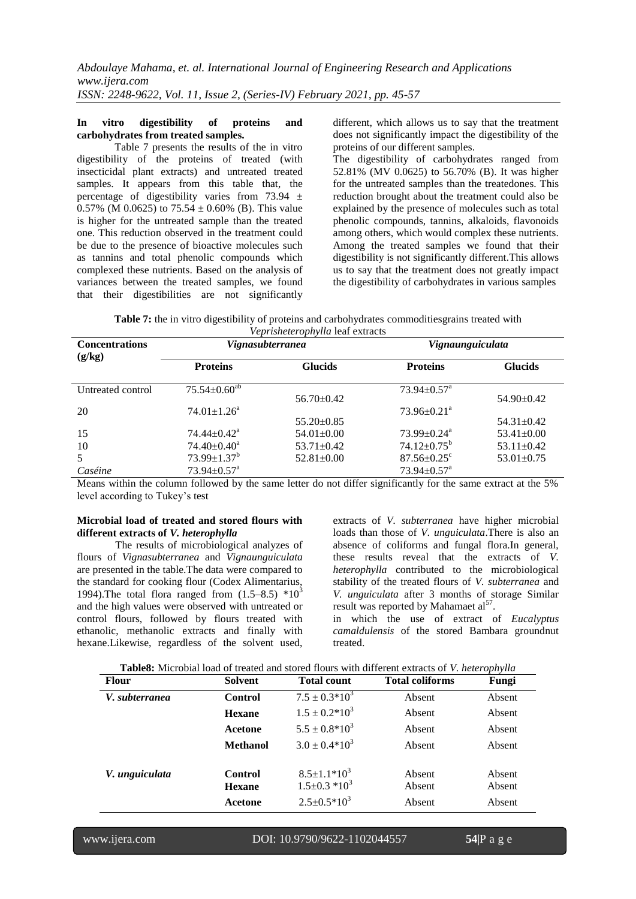**In vitro digestibility of proteins and carbohydrates from treated samples.**

Table 7 presents the results of the in vitro digestibility of the proteins of treated (with insecticidal plant extracts) and untreated treated samples. It appears from this table that, the percentage of digestibility varies from 73.94 ± 0.57% (M 0.0625) to 75.54 ± 0.60% (B). This value is higher for the untreated sample than the treated one. This reduction observed in the treatment could be due to the presence of bioactive molecules such as tannins and total phenolic compounds which complexed these nutrients. Based on the analysis of variances between the treated samples, we found that their digestibilities are not significantly different, which allows us to say that the treatment does not significantly impact the digestibility of the proteins of our different samples.

The digestibility of carbohydrates ranged from 52.81% (MV 0.0625) to 56.70% (B). It was higher for the untreated samples than the treatedones. This reduction brought about the treatment could also be explained by the presence of molecules such as total phenolic compounds, tannins, alkaloids, flavonoids among others, which would complex these nutrients. Among the treated samples we found that their digestibility is not significantly different.This allows us to say that the treatment does not greatly impact the digestibility of carbohydrates in various samples

**Table 7:** the in vitro digestibility of proteins and carbohydrates commoditiesgrains treated with *Veprisheterophylla* leaf extracts

| Concentrations (g/kg) | *Vignasubterranea* | | *Vignaunguiculata* | |
|---|---|---|---|---|
| | **Proteins** | **Glucids** | **Proteins** | **Glucids** |
| Untreated control | $75.54±0.60^{ab}$ | 56.70±0.42 | $73.94±0.57^{a}$ | 54.90±0.42 |
| 20 | $74.01±1.26^{a}$ | 55.20±0.85 | $73.96±0.21^{a}$ | 54.31±0.42 |
| 15 | $74.44±0.42^{a}$ | 54.01±0.00 | $73.99±0.24^{a}$ | 53.41±0.00 |
| 10 | $74.40±0.40^{a}$ | 53.71±0.42 | $74.12±0.75^{b}$ | 53.11±0.42 |
| 5 | $73.99±1.37^{b}$ | 52.81±0.00 | $87.56±0.25^{c}$ | 53.01±0.75 |
| *Caséine* | $73.94±0.57^{a}$ | | $73.94±0.57^{a}$ | |

Means within the column followed by the same letter do not differ significantly for the same extract at the 5% level according to Tukey's test

**Microbial load of treated and stored flours with different extracts of *V. heterophylla***

The results of microbiological analyzes of flours of *Vignasubterranea* and *Vignaunguiculata* are presented in the table.The data were compared to the standard for cooking flour (Codex Alimentarius, 1994).The total flora ranged from (1.5–8.5) $*10^3$ and the high values were observed with untreated or control flours, followed by flours treated with ethanolic, methanolic extracts and finally with hexane.Likewise, regardless of the solvent used, extracts of *V. subterranea* have higher microbial loads than those of *V. unguiculata*.There is also an absence of coliforms and fungal flora.In general, these results reveal that the extracts of *V. heterophylla* contributed to the microbiological stability of the treated flours of *V. subterranea* and *V. unguiculata* after 3 months of storage Similar result was reported by Mahamaet al[57].

in which the use of extract of *Eucalyptus camaldulensis* of the stored Bambara groundnut treated.

**Table8:** Microbial load of treated and stored flours with different extracts of *V. heterophylla*

| Flour | Solvent | Total count | Total coliforms | Fungi |
|---|---|---|---|---|
| ***V. subterranea*** | **Control** | $7.5 \pm 0.3*10^3$ | Absent | Absent |
| | **Hexane** | $1.5 \pm 0.2*10^3$ | Absent | Absent |
| | **Acetone** | $5.5 \pm 0.8*10^3$ | Absent | Absent |
| | **Methanol** | $3.0 \pm 0.4*10^3$ | Absent | Absent |
| ***V. unguiculata*** | **Control** | $8.5±1.1*10^3$ | Absent | Absent |
| | **Hexane** | $1.5±0.3*10^3$ | Absent | Absent |
| | **Acetone** | $2.5±0.5*10^3$ | Absent | Absent |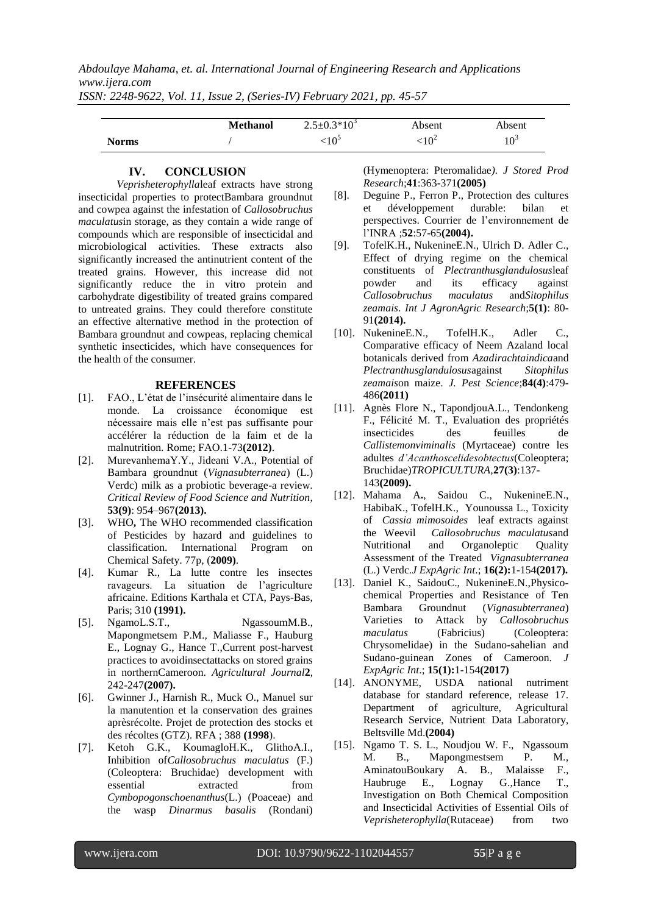| | Methanol | $2.5\pm0.3*10^3$ | Absent | Absent |
|---|---|---|---|---|
| **Norms** | / | $<10^5$ | $<10^2$ | $10^3$ |

## IV. CONCLUSION

*Veprisheterophylla*leaf extracts have strong insecticidal properties to protectBambara groundnut and cowpea against the infestation of *Callosobruchus maculatus*in storage, as they contain a wide range of compounds which are responsible of insecticidal and microbiological activities. These extracts also significantly increased the antinutrient content of the treated grains. However, this increase did not significantly reduce the in vitro protein and carbohydrate digestibility of treated grains compared to untreated grains. They could therefore constitute an effective alternative method in the protection of Bambara groundnut and cowpeas, replacing chemical synthetic insecticides, which have consequences for the health of the consumer.

## REFERENCES

[1]. FAO., L'état de l'insécurité alimentaire dans le monde. La croissance économique est nécessaire mais elle n'est pas suffisante pour accélérer la réduction de la faim et de la malnutrition. Rome; FAO.1-73**(2012)**.

[2]. MurevanhemaY.Y., Jideani V.A., Potential of Bambara groundnut (*Vignasubterranea*) (L.) Verdc) milk as a probiotic beverage-a review. *Critical Review of Food Science and Nutrition*, **53(9)**: 954–967**(2013).**

[3]. WHO**,** The WHO recommended classification of Pesticides by hazard and guidelines to classification. International Program on Chemical Safety. 77p, (**2009)**.

[4]. Kumar R., La lutte contre les insectes ravageurs. La situation de l'agriculture africaine. Editions Karthala et CTA, Pays-Bas, Paris; 310 **(1991).**

[5]. NgamoL.S.T., NgassoumM.B., Mapongmetsem P.M., Maliasse F., Hauburg E., Lognay G., Hance T.,Current post-harvest practices to avoidinsectattacks on stored grains in northernCameroon. *Agricultural Journal***2**, 242-247**(2007).**

[6]. Gwinner J., Harnish R., Muck O., Manuel sur la manutention et la conservation des graines aprèsrécolte. Projet de protection des stocks et des récoltes (GTZ). RFA ; 388 **(1998**).

[7]. Ketoh G.K., KoumagloH.K., GlithoA.I., Inhibition of*Callosobruchus maculatus* (F.) (Coleoptera: Bruchidae) development with essential extracted from *Cymbopogonschoenanthus*(L.) (Poaceae) and the wasp *Dinarmus basalis* (Rondani) (Hymenoptera: Pteromalidae*). J Stored Prod Research*;**41**:363-371**(2005)**

[8]. Deguine P., Ferron P., Protection des cultures et développement durable: bilan et perspectives. Courrier de l'environnement de l'INRA ;**52**:57-65**(2004).**

[9]. TofelK.H., NukenineE.N., Ulrich D. Adler C., Effect of drying regime on the chemical constituents of *Plectranthusglandulosus*leaf powder and its efficacy against *Callosobruchus maculatus* and*Sitophilus zeamais*. *Int J AgronAgric Research*;**5(1)**: 80-91**(2014).**

[10]. NukenineE.N., TofelH.K., Adler C., Comparative efficacy of Neem Azaland local botanicals derived from *Azadirachtaindica*and *Plectranthusglandulosus*against *Sitophilus zeamais*on maize. *J. Pest Science*;**84(4)**:479-486**(2011)**

[11]. Agnès Flore N., TapondjouA.L., Tendonkeng F., Félicité M. T., Evaluation des propriétés insecticides des feuilles de *Callistemonviminalis* (Myrtaceae) contre les adultes *d'Acanthoscelidesobtectus*(Coleoptera; Bruchidae)*TROPICULTURA*,**27(3)**:137-143**(2009).**

[12]. Mahama A**.**, Saidou C., NukenineE.N., HabibaK., TofelH.K., Younoussa L., Toxicity of *Cassia mimosoides* leaf extracts against the Weevil *Callosobruchus maculatus*and Nutritional and Organoleptic Quality Assessment of the Treated *Vignasubterranea* (L.) Verdc.*J ExpAgric Int*.; **16(2):**1-154**(2017).**

[13]. Daniel K., SaidouC., NukenineE.N.,Physico-chemical Properties and Resistance of Ten Bambara Groundnut (*Vignasubterranea*) Varieties to Attack by *Callosobruchus maculatus* (Fabricius) (Coleoptera: Chrysomelidae) in the Sudano-sahelian and Sudano-guinean Zones of Cameroon. *J ExpAgric Int*.; **15(1):**1-154**(2017)**

[14]. ANONYME, USDA national nutriment database for standard reference, release 17. Department of agriculture, Agricultural Research Service, Nutrient Data Laboratory, Beltsville Md.**(2004)**

[15]. Ngamo T. S. L., Noudjou W. F., Ngassoum M. B., Mapongmestsem P. M., AminatouBoukary A. B., Malaisse F., Haubruge E., Lognay G.,Hance T., Investigation on Both Chemical Composition and Insecticidal Activities of Essential Oils of *Veprisheterophylla*(Rutaceae) from two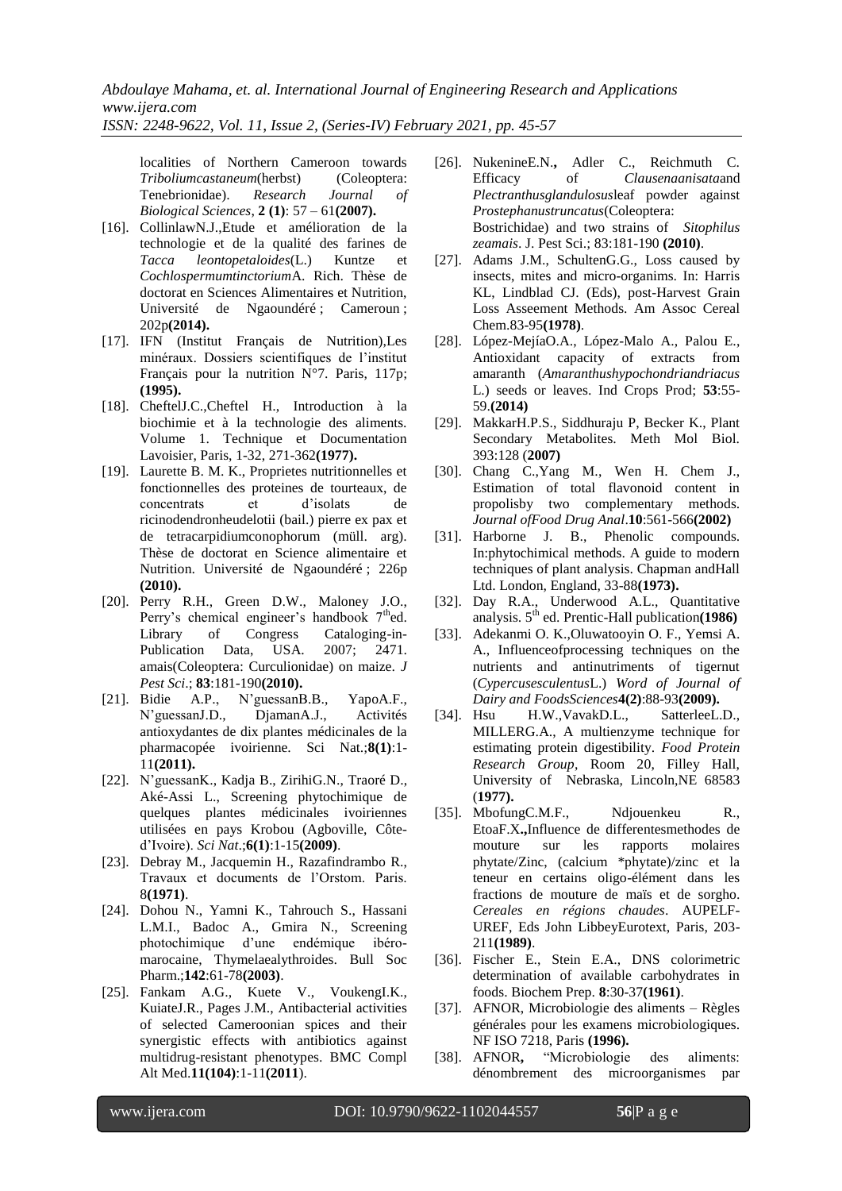localities of Northern Cameroon towards *Triboliumcastaneum*(herbst) (Coleoptera: Tenebrionidae). *Research Journal of Biological Sciences,* **2 (1)**: 57 – 61**(2007).**

- [16]. CollinlawN.J.,Etude et amélioration de la technologie et de la qualité des farines de *Tacca leontopetaloides*(L.) Kuntze et *Cochlospermumtinctorium*A. Rich. Thèse de doctorat en Sciences Alimentaires et Nutrition, Université de Ngaoundéré ; Cameroun ; 202p**(2014).**
- [17]. IFN (Institut Français de Nutrition),Les minéraux. Dossiers scientifiques de l'institut Français pour la nutrition N°7. Paris, 117p; **(1995).**
- [18]. CheftelJ.C.,Cheftel H., Introduction à la biochimie et à la technologie des aliments. Volume 1. Technique et Documentation Lavoisier, Paris, 1-32, 271-362**(1977).**
- [19]. Laurette B. M. K., Proprietes nutritionnelles et fonctionnelles des proteines de tourteaux, de concentrats et d'isolats de ricinodendronheudelotii (bail.) pierre ex pax et de tetracarpidiumconophorum (müll. arg). Thèse de doctorat en Science alimentaire et Nutrition. Université de Ngaoundéré ; 226p **(2010).**
- [20]. Perry R.H., Green D.W., Maloney J.O., Perry's chemical engineer's handbook 7[th]ed. Library of Congress Cataloging-in-Publication Data, USA. 2007; 2471. amais(Coleoptera: Curculionidae) on maize. *J Pest Sci*.; **83**:181-190**(2010).**
- [21]. Bidie A.P., N'guessanB.B., YapoA.F., N'guessanJ.D., DjamanA.J., Activités antioxydantes de dix plantes médicinales de la pharmacopée ivoirienne. Sci Nat.;**8(1)**:1-11**(2011).**
- [22]. N'guessanK., Kadja B., ZirihiG.N., Traoré D., Aké-Assi L., Screening phytochimique de quelques plantes médicinales ivoiriennes utilisées en pays Krobou (Agboville, Côte-d'Ivoire). *Sci Nat*.;**6(1)**:1-15**(2009)**.
- [23]. Debray M., Jacquemin H., Razafindrambo R., Travaux et documents de l'Orstom. Paris. 8**(1971)**.
- [24]. Dohou N., Yamni K., Tahrouch S., Hassani L.M.I., Badoc A., Gmira N., Screening photochimique d'une endémique ibéro-marocaine, Thymelaealythroides. Bull Soc Pharm.;**142**:61-78**(2003)**.
- [25]. Fankam A.G., Kuete V., VoukengI.K., KuiateJ.R., Pages J.M., Antibacterial activities of selected Cameroonian spices and their synergistic effects with antibiotics against multidrug-resistant phenotypes. BMC Compl Alt Med.**11(104)**:1-11**(2011**).
- [26]. NukenineE.N.**,** Adler C., Reichmuth C. Efficacy of *Clausenaanisata*and *Plectranthusglandulosus*leaf powder against *Prostephanustruncatus*(Coleoptera: Bostrichidae) and two strains of *Sitophilus zeamais*. J. Pest Sci.; 83:181-190 **(2010)**.
- [27]. Adams J.M., SchultenG.G., Loss caused by insects, mites and micro-organims. In: Harris KL, Lindblad CJ. (Eds), post-Harvest Grain Loss Asseement Methods. Am Assoc Cereal Chem.83-95**(1978)**.
- [28]. López-MejíaO.A., López-Malo A., Palou E., Antioxidant capacity of extracts from amaranth (*Amaranthushypochondriandriacus* L.) seeds or leaves. Ind Crops Prod; **53**:55-59.**(2014)**
- [29]. MakkarH.P.S., Siddhuraju P, Becker K., Plant Secondary Metabolites. Meth Mol Biol. 393:128 (**2007)**
- [30]. Chang C.,Yang M., Wen H. Chem J., Estimation of total flavonoid content in propolisby two complementary methods. *Journal ofFood Drug Anal*.**10**:561-566**(2002)**
- [31]. Harborne J. B., Phenolic compounds. In:phytochimical methods. A guide to modern techniques of plant analysis. Chapman andHall Ltd. London, England, 33-88**(1973).**
- [32]. Day R.A., Underwood A.L., Quantitative analysis. 5[th] ed. Prentic-Hall publication**(1986)**
- [33]. Adekanmi O. K.,Oluwatooyin O. F., Yemsi A. A., Influenceofprocessing techniques on the nutrients and antinutriments of tigernut (*Cypercusesculentus*L.) *Word of Journal of Dairy and FoodsSciences***4(2)**:88-93**(2009).**
- [34]. Hsu H.W.,VavakD.L., SatterleeL.D., MILLERG.A., A multienzyme technique for estimating protein digestibility. *Food Protein Research Group*, Room 20, Filley Hall, University of Nebraska, Lincoln,NE 68583 (**1977).**
- [35]. MbofungC.M.F., Ndjouenkeu R., EtoaF.X.**,**Influence de differentesmethodes de mouture sur les rapports molaires phytate/Zinc, (calcium *phytate)/zinc et la teneur en certains oligo-élément dans les fractions de mouture de maïs et de sorgho. *Cereales en régions chaudes*. AUPELF-UREF, Eds John LibbeyEurotext, Paris, 203-211**(1989)**.
- [36]. Fischer E., Stein E.A., DNS colorimetric determination of available carbohydrates in foods. Biochem Prep. **8**:30-37**(1961)**.
- [37]. AFNOR, Microbiologie des aliments – Règles générales pour les examens microbiologiques. NF ISO 7218, Paris **(1996).**
- [38]. AFNOR**,** "Microbiologie des aliments: dénombrement des microorganismes par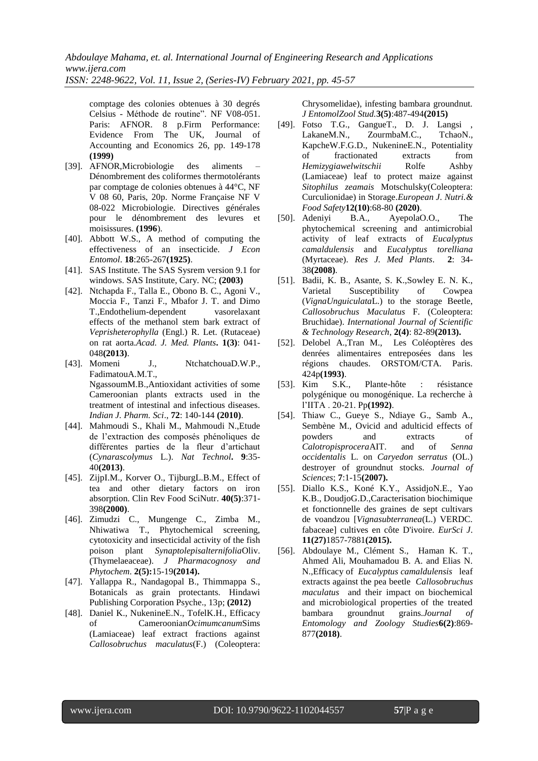comptage des colonies obtenues à 30 degrés Celsius - Méthode de routine". NF V08-051. Paris: AFNOR. 8 p.Firm Performance: Evidence From The UK, Journal of Accounting and Economics 26, pp. 149-178 **(1999)**

[39]. AFNOR,Microbiologie des aliments – Dénombrement des coliformes thermotolérants par comptage de colonies obtenues à 44°C, NF V 08 60, Paris, 20p. Norme Française NF V 08-022 Microbiologie. Directives générales pour le dénombrement des levures et moisissures. **(1996**).

[40]. Abbott W.S., A method of computing the effectiveness of an insecticide. *J Econ Entomol*. **18**:265-267**(1925)**.

[41]. SAS Institute. The SAS Sysrem version 9.1 for windows. SAS Institute, Cary. NC; **(2003)**

[42]. Ntchapda F., Talla E., Obono B. C., Agoni V., Moccia F., Tanzi F., Mbafor J. T. and Dimo T.,Endothelium-dependent vasorelaxant effects of the methanol stem bark extract of *Veprisheterophylla* (Engl.) R. Let. (Rutaceae) on rat aorta.*Acad. J. Med. Plants***. 1(3)**: 041-048**(2013)**.

[43]. Momeni J., NtchatchouaD.W.P., FadimatouA.M.T., NgassoumM.B.,Antioxidant activities of some Cameroonian plants extracts used in the treatment of intestinal and infectious diseases. *Indian J. Pharm. Sci*., **72**: 140-144 **(2010)**.

[44]. Mahmoudi S., Khali M., Mahmoudi N.,Etude de l'extraction des composés phénoliques de différentes parties de la fleur d'artichaut (*Cynarascolymus* L.). *Nat Technol***. 9**:35-40**(2013)**.

[45]. ZijpI.M., Korver O., TijburgL.B.M., Effect of tea and other dietary factors on iron absorption. Clin Rev Food SciNutr. **40(5)**:371-398**(2000)**.

[46]. Zimudzi C., Mungenge C., Zimba M., Nhiwatiwa T., Phytochemical screening, cytotoxicity and insecticidal activity of the fish poison plant *Synaptolepisalternifolia*Oliv. (Thymelaeaceae). *J Pharmacognosy and Phytochem*. **2(5):**15-19**(2014).**

[47]. Yallappa R., Nandagopal B., Thimmappa S., Botanicals as grain protectants. Hindawi Publishing Corporation Psyche., 13p; **(2012)**

[48]. Daniel K., NukenineE.N., TofelK.H., Efficacy of Cameroonian*Ocimumcanum*Sims (Lamiaceae) leaf extract fractions against *Callosobruchus maculatus*(F.) (Coleoptera: Chrysomelidae), infesting bambara groundnut. *J EntomolZool Stud.***3(5)**:487-494**(2015)**

[49]. Fotso T.G., GangueT., D. J. Langsi , LakaneM.N., ZourmbaM.C., TchaoN., KapcheW.F.G.D., NukenineE.N., Potentiality of fractionated extracts from *Hemizygiawelwitschii* Rolfe Ashby (Lamiaceae) leaf to protect maize against *Sitophilus zeamais* Motschulsky(Coleoptera: Curculionidae) in Storage.*European J. Nutri.& Food Safety***12(10)**:68-80 **(2020)**.

[50]. Adeniyi B.A., AyepolaO.O., The phytochemical screening and antimicrobial activity of leaf extracts of *Eucalyptus camaldulensis* and *Eucalyptus torelliana* (Myrtaceae). *Res J. Med Plants*. **2**: 34-38**(2008)**.

[51]. Badii, K. B., Asante, S. K.,Sowley E. N. K., Varietal Susceptibility of Cowpea (*VignaUnguiculata*L.) to the storage Beetle, *Callosobruchus Maculatus* F. (Coleoptera: Bruchidae). *International Journal of Scientific & Technology Research*, **2(4)**: 82-89**(2013).**

[52]. Delobel A.,Tran M., Les Coléoptères des denrées alimentaires entreposées dans les régions chaudes. ORSTOM/CTA. Paris. 424p**(1993)**.

[53]. Kim S.K., Plante-hôte : résistance polygénique ou monogénique. La recherche à l'IITA . 20-21. Pp**(1992)**.

[54]. Thiaw C., Gueye S., Ndiaye G., Samb A., Sembène M., Ovicid and adulticid effects of powders and extracts of *Calotropisprocera*AIT. and of *Senna occidentalis* L. on *Caryedon serratus* (OL.) destroyer of groundnut stocks. *Journal of Sciences*; **7**:1-15**(2007).**

[55]. Diallo K.S., Koné K.Y., AssidjoN.E., Yao K.B., DoudjoG.D.,Caracterisation biochimique et fonctionnelle des graines de sept cultivars de voandzou [*Vignasubterranea*(L.) VERDC. fabaceae] cultives en côte D'ivoire. *EurSci J*. **11(27)**1857-7881**(2015).**

[56]. Abdoulaye M., Clément S., Haman K. T., Ahmed Ali, Mouhamadou B. A. and Elias N. N.,Efficacy of *Eucalyptus camaldulensis* leaf extracts against the pea beetle *Callosobruchus maculatus* and their impact on biochemical and microbiological properties of the treated bambara groundnut grains.*Journal of Entomology and Zoology Studies***6(2)**:869-877**(2018)**.